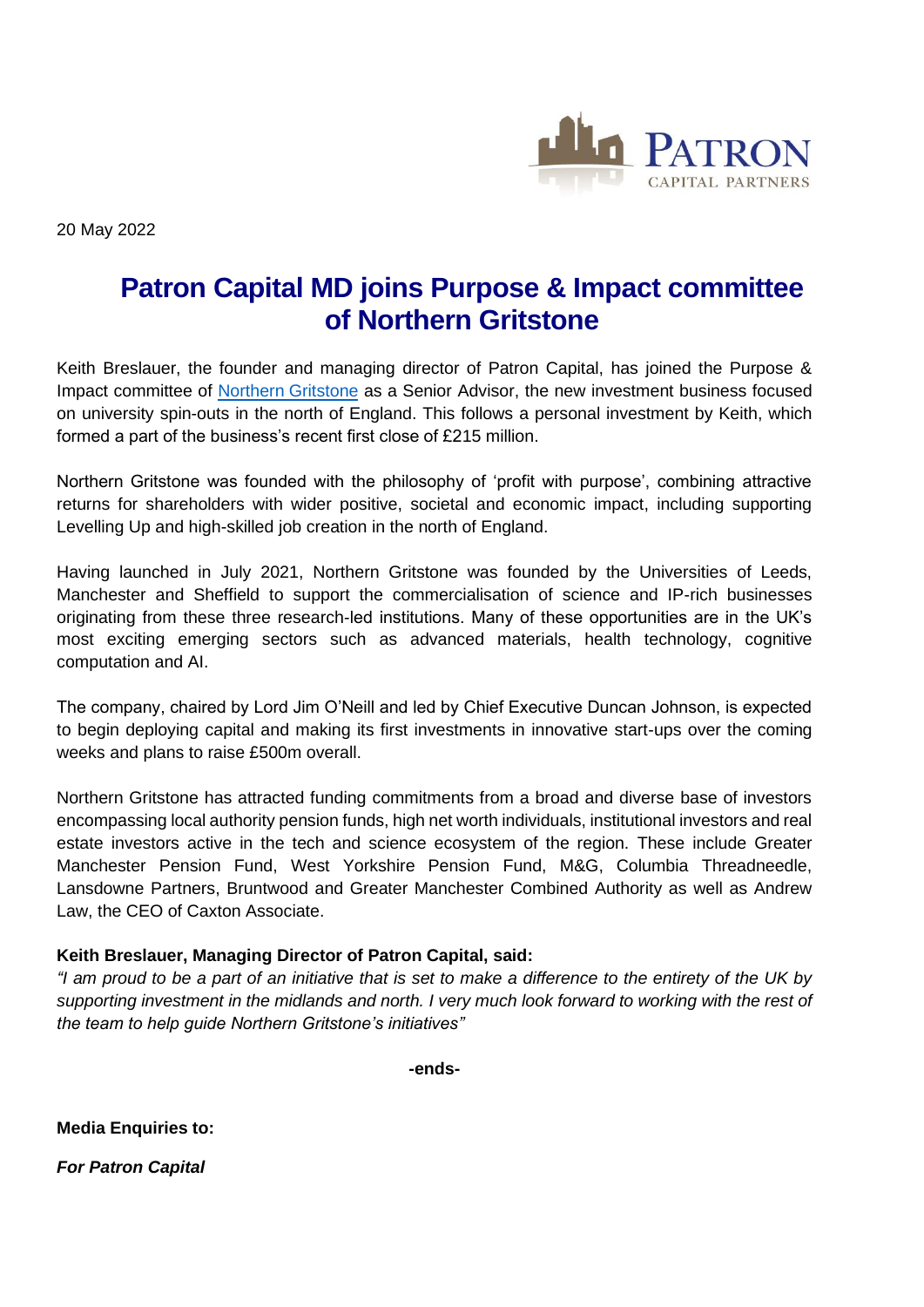20 May 2022

# Patron Capital MD joins Purpose & Impact committee of Northern Gritstone

Keith Breslauer, the founder and managing director of Patron Capital, has joined the Purpose & Impact committee of Northern Gritstone as a Senior Advisor, the new investment business focused on university spin-outs in the north of England. This follows a personal investment by Keith, which formed a part of the business's recent first close of £215 million.

Northern Gritstone was founded with the philosophy of 'profit with purpose', combining attractive returns for shareholders with wider positive, societal and economic impact, including supporting Levelling Up and high-skilled job creation in the north of England.

Having launched in July 2021, Northern Gritstone was founded by the Universities of Leeds, Manchester and Sheffield to support the commercialisation of science and IP-rich businesses originating from these three research-led institutions. Many of these opportunities are in the UK's most exciting emerging sectors such as advanced materials, health technology, cognitive computation and AI.

The company, chaired by Lord Jim O'Neill and led by Chief Executive Duncan Johnson, is expected to begin deploying capital and making its first investments in innovative start-ups over the coming weeks and plans to raise £500m overall.

Northern Gritstone has attracted funding commitments from a broad and diverse base of investors encompassing local authority pension funds, high net worth individuals, institutional investors and real estate investors active in the tech and science ecosystem of the region. These include Greater Manchester Pension Fund, West Yorkshire Pension Fund, M&G, Columbia Threadneedle, Lansdowne Partners, Bruntwood and Greater Manchester Combined Authority as well as Andrew Law, the CEO of Caxton Associate.

**Keith Breslauer, Managing Director of Patron Capital, said:**

*"I am proud to be a part of an initiative that is set to make a difference to the entirety of the UK by supporting investment in the midlands and north. I very much look forward to working with the rest of the team to help guide Northern Gritstone's initiatives"*

**-ends-**

**Media Enquiries to:**

***For Patron Capital***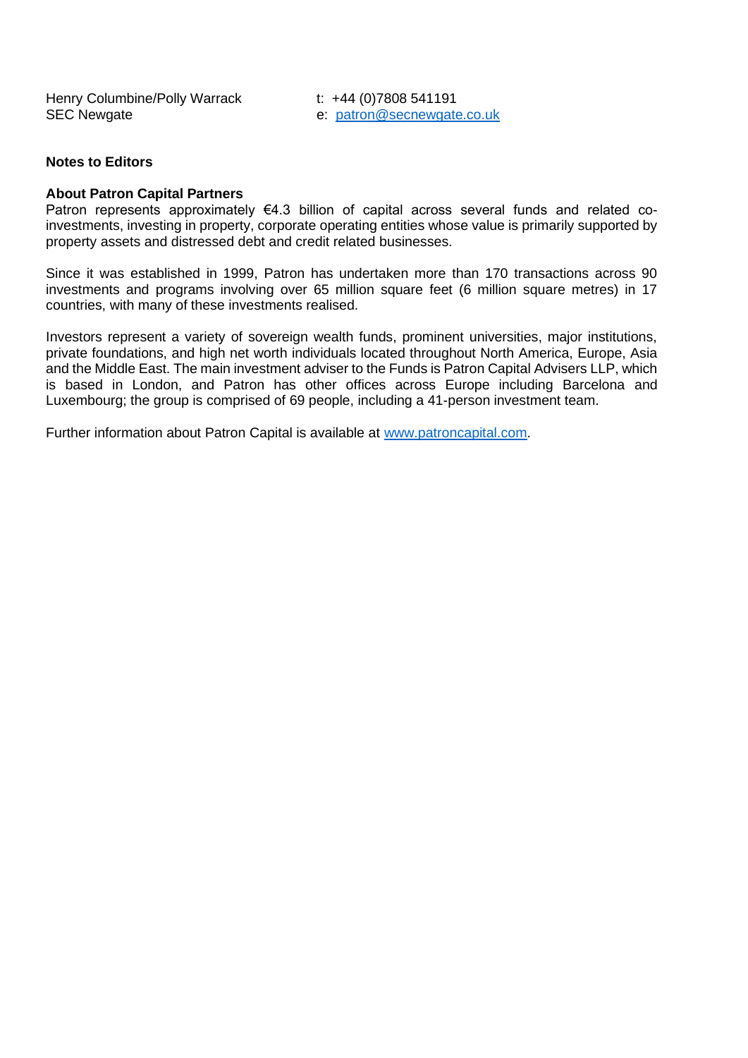Henry Columbine/Polly Warrack
SEC Newgate

t: +44 (0)7808 541191
e: [patron@secnewgate.co.uk](mailto:patron@secnewgate.co.uk)

**Notes to Editors**

**About Patron Capital Partners**

Patron represents approximately €4.3 billion of capital across several funds and related co-investments, investing in property, corporate operating entities whose value is primarily supported by property assets and distressed debt and credit related businesses.

Since it was established in 1999, Patron has undertaken more than 170 transactions across 90 investments and programs involving over 65 million square feet (6 million square metres) in 17 countries, with many of these investments realised.

Investors represent a variety of sovereign wealth funds, prominent universities, major institutions, private foundations, and high net worth individuals located throughout North America, Europe, Asia and the Middle East. The main investment adviser to the Funds is Patron Capital Advisers LLP, which is based in London, and Patron has other offices across Europe including Barcelona and Luxembourg; the group is comprised of 69 people, including a 41-person investment team.

Further information about Patron Capital is available at [www.patroncapital.com](http://www.patroncapital.com).